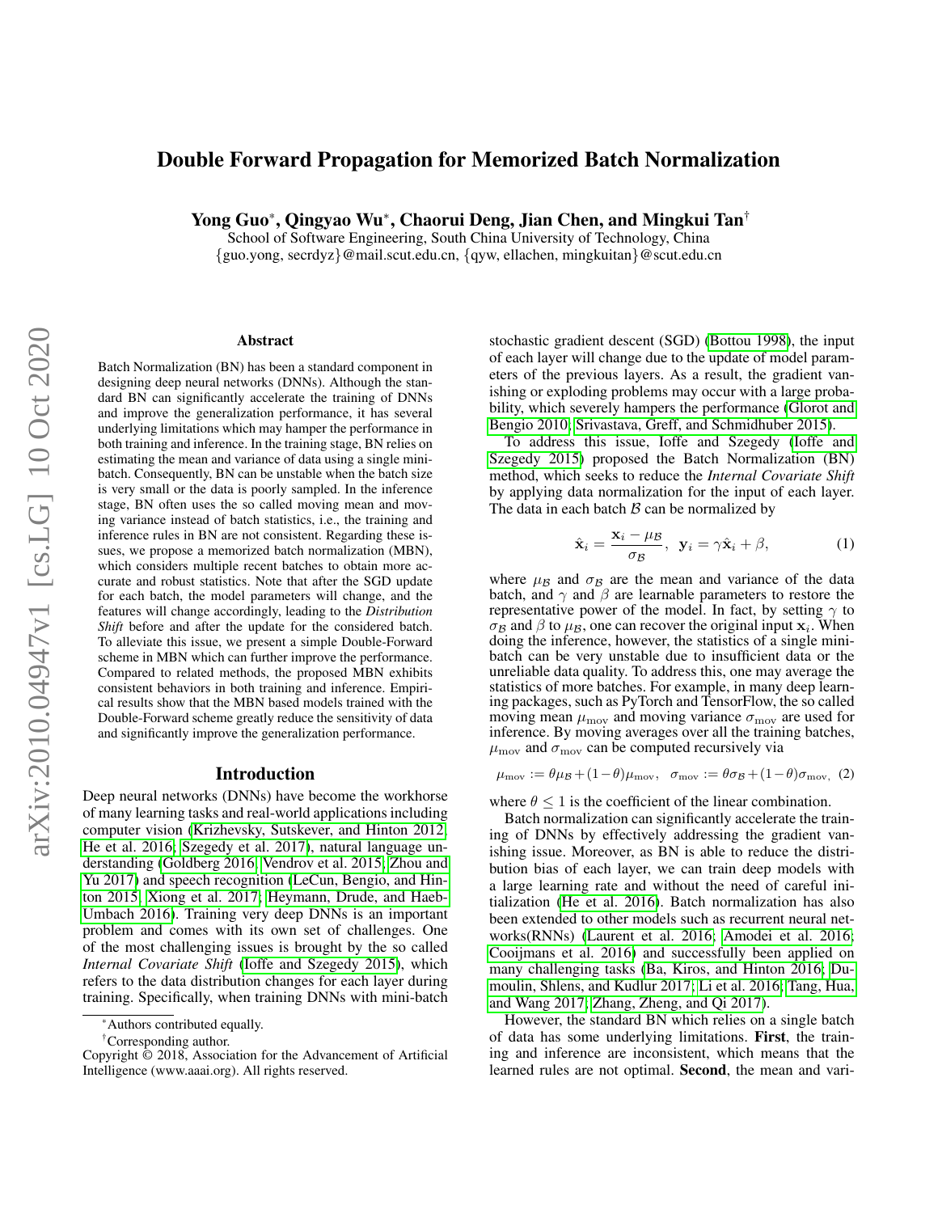# Double Forward Propagation for Memorized Batch Normalization

**Yong Guo***, **Qingyao Wu***, **Chaorui Deng, Jian Chen, and Mingkui Tan†**

School of Software Engineering, South China University of Technology, China

{guo.yong, secrdyz}@mail.scut.edu.cn, {qyw, ellachen, mingkuitan}@scut.edu.cn

## Abstract

Batch Normalization (BN) has been a standard component in designing deep neural networks (DNNs). Although the standard BN can significantly accelerate the training of DNNs and improve the generalization performance, it has several underlying limitations which may hamper the performance in both training and inference. In the training stage, BN relies on estimating the mean and variance of data using a single minibatch. Consequently, BN can be unstable when the batch size is very small or the data is poorly sampled. In the inference stage, BN often uses the so called moving mean and moving variance instead of batch statistics, i.e., the training and inference rules in BN are not consistent. Regarding these issues, we propose a memorized batch normalization (MBN), which considers multiple recent batches to obtain more accurate and robust statistics. Note that after the SGD update for each batch, the model parameters will change, and the features will change accordingly, leading to the *Distribution Shift* before and after the update for the considered batch. To alleviate this issue, we present a simple Double-Forward scheme in MBN which can further improve the performance. Compared to related methods, the proposed MBN exhibits consistent behaviors in both training and inference. Empirical results show that the MBN based models trained with the Double-Forward scheme greatly reduce the sensitivity of data and significantly improve the generalization performance.

## Introduction

Deep neural networks (DNNs) have become the workhorse of many learning tasks and real-world applications including computer vision (Krizhevsky, Sutskever, and Hinton 2012; He et al. 2016; Szegedy et al. 2017), natural language understanding (Goldberg 2016; Vendrov et al. 2015; Zhou and Yu 2017) and speech recognition (LeCun, Bengio, and Hinton 2015; Xiong et al. 2017; Heymann, Drude, and Haeb-Umbach 2016). Training very deep DNNs is an important problem and comes with its own set of challenges. One of the most challenging issues is brought by the so called *Internal Covariate Shift* (Ioffe and Szegedy 2015), which refers to the data distribution changes for each layer during training. Specifically, when training DNNs with mini-batch stochastic gradient descent (SGD) (Bottou 1998), the input of each layer will change due to the update of model parameters of the previous layers. As a result, the gradient vanishing or exploding problems may occur with a large probability, which severely hampers the performance (Glorot and Bengio 2010; Srivastava, Greff, and Schmidhuber 2015).

To address this issue, Ioffe and Szegedy (Ioffe and Szegedy 2015) proposed the Batch Normalization (BN) method, which seeks to reduce the *Internal Covariate Shift* by applying data normalization for the input of each layer. The data in each batch $\mathcal{B}$ can be normalized by

$$\hat{\mathbf{x}}_i = \frac{\mathbf{x}_i - \mu_{\mathcal{B}}}{\sigma_{\mathcal{B}}}, \;\; \mathbf{y}_i = \gamma \hat{\mathbf{x}}_i + \beta, \tag{1}$$

where $\mu_{\mathcal{B}}$ and $\sigma_{\mathcal{B}}$ are the mean and variance of the data batch, and $\gamma$ and $\beta$ are learnable parameters to restore the representative power of the model. In fact, by setting $\gamma$ to $\sigma_{\mathcal{B}}$ and $\beta$ to $\mu_{\mathcal{B}}$, one can recover the original input $\mathbf{x}_i$. When doing the inference, however, the statistics of a single minibatch can be very unstable due to insufficient data or the unreliable data quality. To address this, one may average the statistics of more batches. For example, in many deep learning packages, such as PyTorch and TensorFlow, the so called moving mean $\mu_{\mathrm{mov}}$ and moving variance $\sigma_{\mathrm{mov}}$ are used for inference. By moving averages over all the training batches, $\mu_{\mathrm{mov}}$ and $\sigma_{\mathrm{mov}}$ can be computed recursively via

$$\mu_{\mathrm{mov}} := \theta\mu_{\mathcal{B}} + (1-\theta)\mu_{\mathrm{mov}}, \;\; \sigma_{\mathrm{mov}} := \theta\sigma_{\mathcal{B}} + (1-\theta)\sigma_{\mathrm{mov}}, \tag{2}$$

where $\theta \leq 1$ is the coefficient of the linear combination.

Batch normalization can significantly accelerate the training of DNNs by effectively addressing the gradient vanishing issue. Moreover, as BN is able to reduce the distribution bias of each layer, we can train deep models with a large learning rate and without the need of careful initialization (He et al. 2016). Batch normalization has also been extended to other models such as recurrent neural networks(RNNs) (Laurent et al. 2016; Amodei et al. 2016; Cooijmans et al. 2016) and successfully been applied on many challenging tasks (Ba, Kiros, and Hinton 2016; Dumoulin, Shlens, and Kudlur 2017; Li et al. 2016; Tang, Hua, and Wang 2017; Zhang, Zheng, and Qi 2017).

However, the standard BN which relies on a single batch of data has some underlying limitations. **First**, the training and inference are inconsistent, which means that the learned rules are not optimal. **Second**, the mean and vari-

---

*Authors contributed equally.

†Corresponding author.

Copyright © 2018, Association for the Advancement of Artificial Intelligence (www.aaai.org). All rights reserved.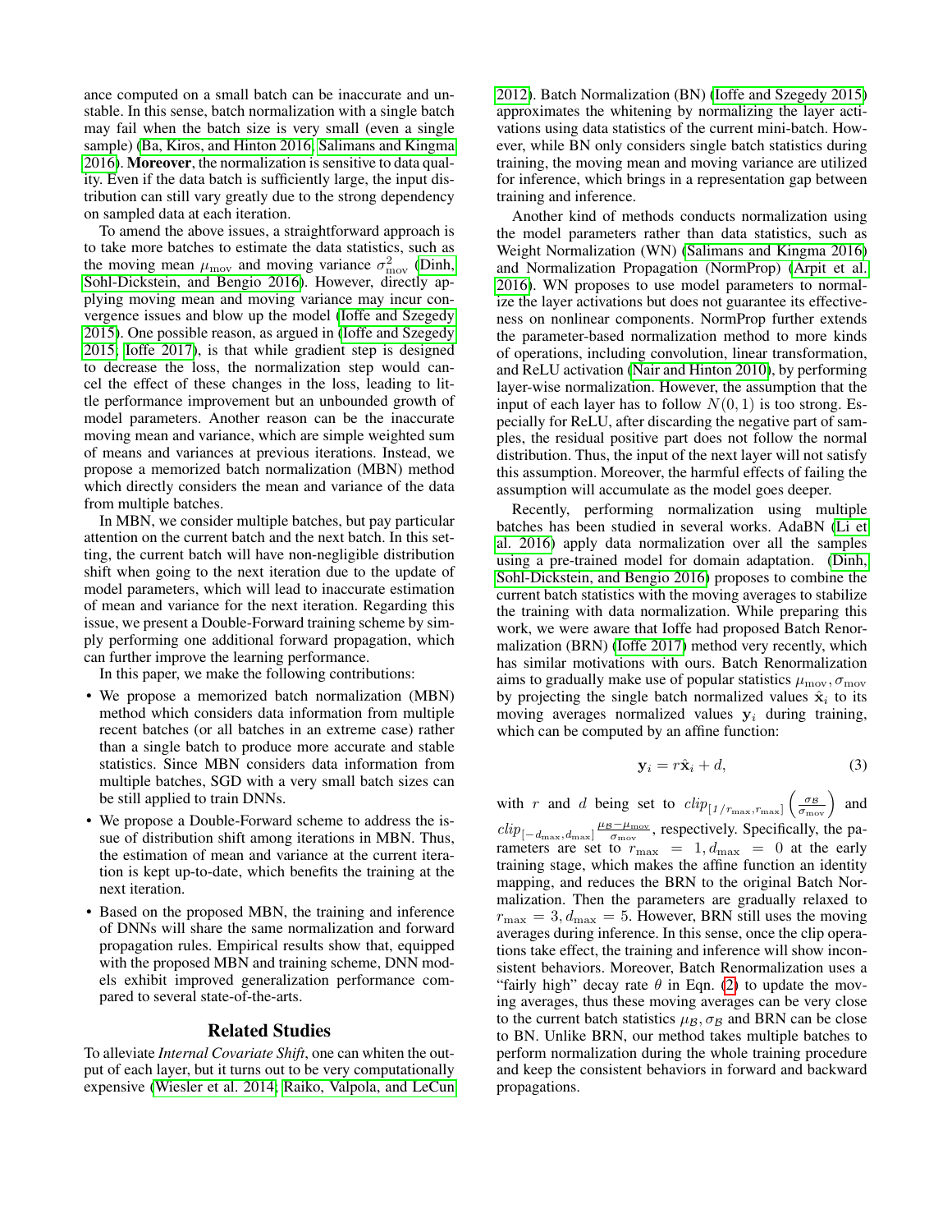ance computed on a small batch can be inaccurate and unstable. In this sense, batch normalization with a single batch may fail when the batch size is very small (even a single sample) (Ba, Kiros, and Hinton 2016; Salimans and Kingma 2016). **Moreover**, the normalization is sensitive to data quality. Even if the data batch is sufficiently large, the input distribution can still vary greatly due to the strong dependency on sampled data at each iteration.

To amend the above issues, a straightforward approach is to take more batches to estimate the data statistics, such as the moving mean $\mu_{\text{mov}}$ and moving variance $\sigma^2_{\text{mov}}$ (Dinh, Sohl-Dickstein, and Bengio 2016). However, directly applying moving mean and moving variance may incur convergence issues and blow up the model (Ioffe and Szegedy 2015). One possible reason, as argued in (Ioffe and Szegedy 2015; Ioffe 2017), is that while gradient step is designed to decrease the loss, the normalization step would cancel the effect of these changes in the loss, leading to little performance improvement but an unbounded growth of model parameters. Another reason can be the inaccurate moving mean and variance, which are simple weighted sum of means and variances at previous iterations. Instead, we propose a memorized batch normalization (MBN) method which directly considers the mean and variance of the data from multiple batches.

In MBN, we consider multiple batches, but pay particular attention on the current batch and the next batch. In this setting, the current batch will have non-negligible distribution shift when going to the next iteration due to the update of model parameters, which will lead to inaccurate estimation of mean and variance for the next iteration. Regarding this issue, we present a Double-Forward training scheme by simply performing one additional forward propagation, which can further improve the learning performance.

In this paper, we make the following contributions:

- We propose a memorized batch normalization (MBN) method which considers data information from multiple recent batches (or all batches in an extreme case) rather than a single batch to produce more accurate and stable statistics. Since MBN considers data information from multiple batches, SGD with a very small batch sizes can be still applied to train DNNs.
- We propose a Double-Forward scheme to address the issue of distribution shift among iterations in MBN. Thus, the estimation of mean and variance at the current iteration is kept up-to-date, which benefits the training at the next iteration.
- Based on the proposed MBN, the training and inference of DNNs will share the same normalization and forward propagation rules. Empirical results show that, equipped with the proposed MBN and training scheme, DNN models exhibit improved generalization performance compared to several state-of-the-arts.

## Related Studies

To alleviate *Internal Covariate Shift*, one can whiten the output of each layer, but it turns out to be very computationally expensive (Wiesler et al. 2014; Raiko, Valpola, and LeCun 2012). Batch Normalization (BN) (Ioffe and Szegedy 2015) approximates the whitening by normalizing the layer activations using data statistics of the current mini-batch. However, while BN only considers single batch statistics during training, the moving mean and moving variance are utilized for inference, which brings in a representation gap between training and inference.

Another kind of methods conducts normalization using the model parameters rather than data statistics, such as Weight Normalization (WN) (Salimans and Kingma 2016) and Normalization Propagation (NormProp) (Arpit et al. 2016). WN proposes to use model parameters to normalize the layer activations but does not guarantee its effectiveness on nonlinear components. NormProp further extends the parameter-based normalization method to more kinds of operations, including convolution, linear transformation, and ReLU activation (Nair and Hinton 2010), by performing layer-wise normalization. However, the assumption that the input of each layer has to follow $N(0, 1)$ is too strong. Especially for ReLU, after discarding the negative part of samples, the residual positive part does not follow the normal distribution. Thus, the input of the next layer will not satisfy this assumption. Moreover, the harmful effects of failing the assumption will accumulate as the model goes deeper.

Recently, performing normalization using multiple batches has been studied in several works. AdaBN (Li et al. 2016) apply data normalization over all the samples using a pre-trained model for domain adaptation. (Dinh, Sohl-Dickstein, and Bengio 2016) proposes to combine the current batch statistics with the moving averages to stabilize the training with data normalization. While preparing this work, we were aware that Ioffe had proposed Batch Renormalization (BRN) (Ioffe 2017) method very recently, which has similar motivations with ours. Batch Renormalization aims to gradually make use of popular statistics $\mu_{\text{mov}}, \sigma_{\text{mov}}$ by projecting the single batch normalized values $\hat{\mathbf{x}}_i$ to its moving averages normalized values $\mathbf{y}_i$ during training, which can be computed by an affine function:

$$\mathbf{y}_i = r\hat{\mathbf{x}}_i + d, \tag{3}$$

with $r$ and $d$ being set to $clip_{[1/r_{\max}, r_{\max}]}\left(\frac{\sigma_{\mathcal{B}}}{\sigma_{\text{mov}}}\right)$ and $clip_{[-d_{\max}, d_{\max}]}\frac{\mu_{\mathcal{B}} - \mu_{\text{mov}}}{\sigma_{\text{mov}}}$, respectively. Specifically, the parameters are set to $r_{\max} = 1, d_{\max} = 0$ at the early training stage, which makes the affine function an identity mapping, and reduces the BRN to the original Batch Normalization. Then the parameters are gradually relaxed to $r_{\max} = 3, d_{\max} = 5$. However, BRN still uses the moving averages during inference. In this sense, once the clip operations take effect, the training and inference will show inconsistent behaviors. Moreover, Batch Renormalization uses a "fairly high" decay rate $\theta$ in Eqn. (2) to update the moving averages, thus these moving averages can be very close to the current batch statistics $\mu_{\mathcal{B}}, \sigma_{\mathcal{B}}$ and BRN can be close to BN. Unlike BRN, our method takes multiple batches to perform normalization during the whole training procedure and keep the consistent behaviors in forward and backward propagations.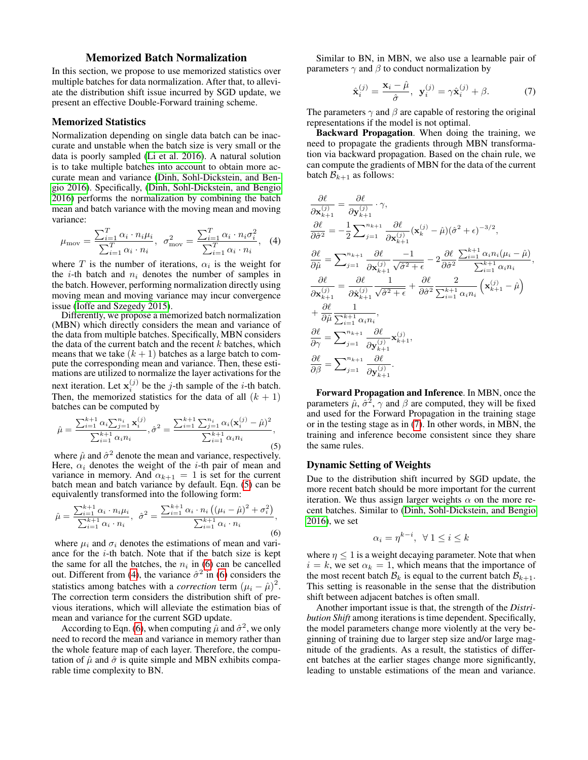## Memorized Batch Normalization

In this section, we propose to use memorized statistics over multiple batches for data normalization. After that, to alleviate the distribution shift issue incurred by SGD update, we present an effective Double-Forward training scheme.

### Memorized Statistics

Normalization depending on single data batch can be inaccurate and unstable when the batch size is very small or the data is poorly sampled (Li et al. 2016). A natural solution is to take multiple batches into account to obtain more accurate mean and variance (Dinh, Sohl-Dickstein, and Bengio 2016). Specifically, (Dinh, Sohl-Dickstein, and Bengio 2016) performs the normalization by combining the batch mean and batch variance with the moving mean and moving variance:

$$\mu_{\text{mov}} = \frac{\sum_{i=1}^{T} \alpha_i \cdot n_i \mu_i}{\sum_{i=1}^{T} \alpha_i \cdot n_i}, \ \ \sigma_{\text{mov}}^2 = \frac{\sum_{i=1}^{T} \alpha_i \cdot n_i \sigma_i^2}{\sum_{i=1}^{T} \alpha_i \cdot n_i}, \tag{4}$$

where $T$ is the number of iterations, $\alpha_i$ is the weight for the $i$-th batch and $n_i$ denotes the number of samples in the batch. However, performing normalization directly using moving mean and moving variance may incur convergence issue (Ioffe and Szegedy 2015).

Differently, we propose a memorized batch normalization (MBN) which directly considers the mean and variance of the data from multiple batches. Specifically, MBN considers the data of the current batch and the recent $k$ batches, which means that we take $(k+1)$ batches as a large batch to compute the corresponding mean and variance. Then, these estimations are utilized to normalize the layer activations for the next iteration. Let $\mathbf{x}_i^{(j)}$ be the $j$-th sample of the $i$-th batch. Then, the memorized statistics for the data of all $(k+1)$ batches can be computed by

$$\hat{\mu} = \frac{\sum_{i=1}^{k+1} \alpha_i \sum_{j=1}^{n_i} \mathbf{x}_i^{(j)}}{\sum_{i=1}^{k+1} \alpha_i n_i}, \hat{\sigma}^2 = \frac{\sum_{i=1}^{k+1} \sum_{j=1}^{n_i} \alpha_i (\mathbf{x}_i^{(j)} - \hat{\mu})^2}{\sum_{i=1}^{k+1} \alpha_i n_i}, \tag{5}$$

where $\hat{\mu}$ and $\hat{\sigma}^2$ denote the mean and variance, respectively. Here, $\alpha_i$ denotes the weight of the $i$-th pair of mean and variance in memory. And $\alpha_{k+1} = 1$ is set for the current batch mean and batch variance by default. Eqn. (5) can be equivalently transformed into the following form:

$$\hat{\mu} = \frac{\sum_{i=1}^{k+1} \alpha_i \cdot n_i \mu_i}{\sum_{i=1}^{k+1} \alpha_i \cdot n_i}, \ \ \hat{\sigma}^2 = \frac{\sum_{i=1}^{k+1} \alpha_i \cdot n_i \left( (\mu_i - \hat{\mu})^2 + \sigma_i^2 \right)}{\sum_{i=1}^{k+1} \alpha_i \cdot n_i}, \tag{6}$$

where $\mu_i$ and $\sigma_i$ denotes the estimations of mean and variance for the $i$-th batch. Note that if the batch size is kept the same for all the batches, the $n_i$ in (6) can be cancelled out. Different from (4), the variance $\hat{\sigma}^2$ in (6) considers the statistics among batches with a *correction* term $(\mu_i - \hat{\mu})^2$. The correction term considers the distribution shift of previous iterations, which will alleviate the estimation bias of mean and variance for the current SGD update.

According to Eqn. (6), when computing $\hat{\mu}$ and $\hat{\sigma}^2$, we only need to record the mean and variance in memory rather than the whole feature map of each layer. Therefore, the computation of $\hat{\mu}$ and $\hat{\sigma}$ is quite simple and MBN exhibits comparable time complexity to BN.

Similar to BN, in MBN, we also use a learnable pair of parameters $\gamma$ and $\beta$ to conduct normalization by

$$\hat{\mathbf{x}}_i^{(j)} = \frac{\mathbf{x}_i - \hat{\mu}}{\hat{\sigma}}, \ \ \mathbf{y}_i^{(j)} = \gamma \hat{\mathbf{x}}_i^{(j)} + \beta. \tag{7}$$

The parameters $\gamma$ and $\beta$ are capable of restoring the original representations if the model is not optimal.

**Backward Propagation**. When doing the training, we need to propagate the gradients through MBN transformation via backward propagation. Based on the chain rule, we can compute the gradients of MBN for the data of the current batch $\mathcal{B}_{k+1}$ as follows:

$$\begin{aligned}
\frac{\partial \ell}{\partial \mathbf{x}_{k+1}^{(j)}} &= \frac{\partial \ell}{\partial \mathbf{y}_{k+1}^{(j)}} \cdot \gamma, \\
\frac{\partial \ell}{\partial \hat{\sigma}^2} &= -\frac{1}{2} \sum\nolimits_{j=1}^{n_{k+1}} \frac{\partial \ell}{\partial \mathbf{x}_{k+1}^{(j)}} (\mathbf{x}_k^{(j)} - \hat{\mu})(\hat{\sigma}^2 + \epsilon)^{-3/2}, \\
\frac{\partial \ell}{\partial \hat{\mu}} &= \sum\nolimits_{j=1}^{n_{k+1}} \frac{\partial \ell}{\partial \mathbf{x}_{k+1}^{(j)}} \frac{-1}{\sqrt{\hat{\sigma}^2 + \epsilon}} - 2 \frac{\partial \ell}{\partial \hat{\sigma}^2} \frac{\sum_{i=1}^{k+1} \alpha_i n_i (\mu_i - \hat{\mu})}{\sum_{i=1}^{k+1} \alpha_i n_i}, \\
\frac{\partial \ell}{\partial \mathbf{x}_{k+1}^{(j)}} &= \frac{\partial \ell}{\partial \hat{\mathbf{x}}_{k+1}^{(j)}} \frac{1}{\sqrt{\hat{\sigma}^2 + \epsilon}} + \frac{\partial \ell}{\partial \hat{\sigma}^2} \frac{2}{\sum_{i=1}^{k+1} \alpha_i n_i} \left( \mathbf{x}_{k+1}^{(j)} - \hat{\mu} \right) \\
&+ \frac{\partial \ell}{\partial \hat{\mu}} \frac{1}{\sum_{i=1}^{k+1} \alpha_i n_i}, \\
\frac{\partial \ell}{\partial \gamma} &= \sum\nolimits_{j=1}^{n_{k+1}} \frac{\partial \ell}{\partial \mathbf{y}_{k+1}^{(j)}} \mathbf{x}_{k+1}^{(j)}, \\
\frac{\partial \ell}{\partial \beta} &= \sum\nolimits_{j=1}^{n_{k+1}} \frac{\partial \ell}{\partial \mathbf{y}_{k+1}^{(j)}}.
\end{aligned}$$

**Forward Propagation and Inference**. In MBN, once the parameters $\hat{\mu}$, $\hat{\sigma}^2$, $\gamma$ and $\beta$ are computed, they will be fixed and used for the Forward Propagation in the training stage or in the testing stage as in (7). In other words, in MBN, the training and inference become consistent since they share the same rules.

### Dynamic Setting of Weights

Due to the distribution shift incurred by SGD update, the more recent batch should be more important for the current iteration. We thus assign larger weights $\alpha$ on the more recent batches. Similar to (Dinh, Sohl-Dickstein, and Bengio 2016), we set

$$\alpha_i = \eta^{k-i}, \ \ \forall \, 1 \leq i \leq k$$

where $\eta \leq 1$ is a weight decaying parameter. Note that when $i = k$, we set $\alpha_k = 1$, which means that the importance of the most recent batch $\mathcal{B}_k$ is equal to the current batch $\mathcal{B}_{k+1}$. This setting is reasonable in the sense that the distribution shift between adjacent batches is often small.

Another important issue is that, the strength of the *Distribution Shift* among iterations is time dependent. Specifically, the model parameters change more violently at the very beginning of training due to larger step size and/or large magnitude of the gradients. As a result, the statistics of different batches at the earlier stages change more significantly, leading to unstable estimations of the mean and variance.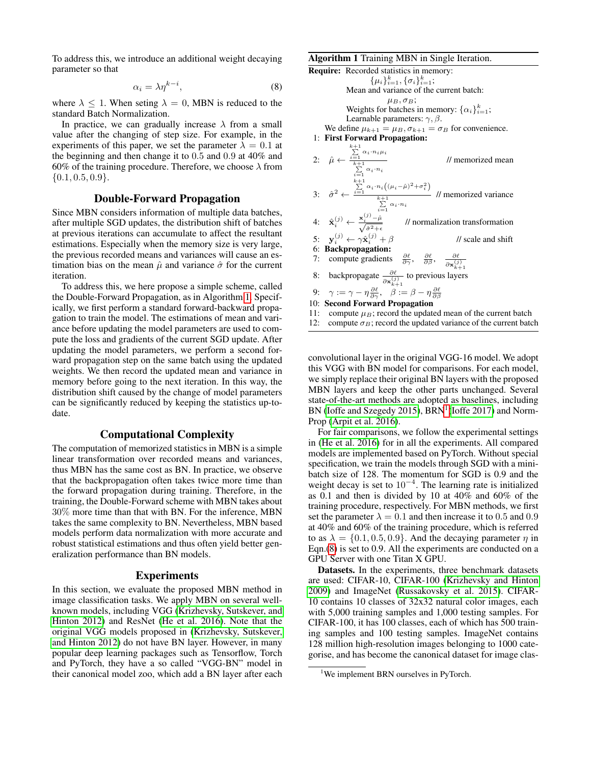To address this, we introduce an additional weight decaying parameter so that

$$\alpha_i = \lambda \eta^{k-i}, \tag{8}$$

where $\lambda \leq 1$. When seting $\lambda = 0$, MBN is reduced to the standard Batch Normalization.

In practice, we can gradually increase $\lambda$ from a small value after the changing of step size. For example, in the experiments of this paper, we set the parameter $\lambda = 0.1$ at the beginning and then change it to $0.5$ and $0.9$ at 40% and 60% of the training procedure. Therefore, we choose $\lambda$ from $\{0.1, 0.5, 0.9\}$.

## Double-Forward Propagation

Since MBN considers information of multiple data batches, after multiple SGD updates, the distribution shift of batches at previous iterations can accumulate to affect the resultant estimations. Especially when the memory size is very large, the previous recorded means and variances will cause an estimation bias on the mean $\hat{\mu}$ and variance $\hat{\sigma}$ for the current iteration.

To address this, we here propose a simple scheme, called the Double-Forward Propagation, as in Algorithm 1. Specifically, we first perform a standard forward-backward propagation to train the model. The estimations of mean and variance before updating the model parameters are used to compute the loss and gradients of the current SGD update. After updating the model parameters, we perform a second forward propagation step on the same batch using the updated weights. We then record the updated mean and variance in memory before going to the next iteration. In this way, the distribution shift caused by the change of model parameters can be significantly reduced by keeping the statistics up-to-date.

**Algorithm 1** Training MBN in Single Iteration.

**Require:** Recorded statistics in memory: $\{\mu_i\}_{i=1}^k, \{\sigma_i\}_{i=1}^k$;
Mean and variance of the current batch: $\mu_B, \sigma_B$;
Weights for batches in memory: $\{\alpha_i\}_{i=1}^k$;
Learnable parameters: $\gamma, \beta$.
We define $\mu_{k+1} = \mu_B, \sigma_{k+1} = \sigma_B$ for convenience.

1: **First Forward Propagation:**

2: $\hat{\mu} \leftarrow \frac{\sum_{i=1}^{k+1} \alpha_i \cdot n_i \mu_i}{\sum_{i=1}^{k+1} \alpha_i \cdot n_i}$ // memorized mean

3: $\hat{\sigma}^2 \leftarrow \frac{\sum_{i=1}^{k+1} \alpha_i \cdot n_i \left( (\mu_i - \hat{\mu})^2 + \sigma_i^2 \right)}{\sum_{i=1}^{k+1} \alpha_i \cdot n_i}$ // memorized variance

4: $\hat{\mathbf{x}}_i^{(j)} \leftarrow \frac{\mathbf{x}_i^{(j)} - \hat{\mu}}{\sqrt{\hat{\sigma}^2 + \epsilon}}$ // normalization transformation

5: $\mathbf{y}_i^{(j)} \leftarrow \gamma \hat{\mathbf{x}}_i^{(j)} + \beta$ // scale and shift

6: **Backpropagation:**

7: compute gradients $\frac{\partial \ell}{\partial \gamma}$, $\frac{\partial \ell}{\partial \beta}$, $\frac{\partial \ell}{\partial \mathbf{x}_{k+1}^{(j)}}$

8: backpropagate $\frac{\partial \ell}{\partial \mathbf{x}_{k+1}^{(j)}}$ to previous layers

9: $\gamma := \gamma - \eta \frac{\partial \ell}{\partial \gamma}$, $\beta := \beta - \eta \frac{\partial \ell}{\partial \beta}$

10: **Second Forward Propagation**

11: compute $\mu_B$; record the updated mean of the current batch

12: compute $\sigma_B$; record the updated variance of the current batch

## Computational Complexity

The computation of memorized statistics in MBN is a simple linear transformation over recorded means and variances, thus MBN has the same cost as BN. In practice, we observe that the backpropagation often takes twice more time than the forward propagation during training. Therefore, in the training, the Double-Forward scheme with MBN takes about 30% more time than that with BN. For the inference, MBN takes the same complexity to BN. Nevertheless, MBN based models perform data normalization with more accurate and robust statistical estimations and thus often yield better generalization performance than BN models.

## Experiments

In this section, we evaluate the proposed MBN method in image classification tasks. We apply MBN on several well-known models, including VGG (Krizhevsky, Sutskever, and Hinton 2012) and ResNet (He et al. 2016). Note that the original VGG models proposed in (Krizhevsky, Sutskever, and Hinton 2012) do not have BN layer. However, in many popular deep learning packages such as Tensorflow, Torch and PyTorch, they have a so called "VGG-BN" model in their canonical model zoo, which add a BN layer after each convolutional layer in the original VGG-16 model. We adopt this VGG with BN model for comparisons. For each model, we simply replace their original BN layers with the proposed MBN layers and keep the other parts unchanged. Several state-of-the-art methods are adopted as baselines, including BN (Ioffe and Szegedy 2015), BRN[1] (Ioffe 2017) and Norm-Prop (Arpit et al. 2016).

For fair comparisons, we follow the experimental settings in (He et al. 2016) for in all the experiments. All compared models are implemented based on PyTorch. Without special specification, we train the models through SGD with a mini-batch size of 128. The momentum for SGD is 0.9 and the weight decay is set to $10^{-4}$. The learning rate is initialized as 0.1 and then is divided by 10 at 40% and 60% of the training procedure, respectively. For MBN methods, we first set the parameter $\lambda = 0.1$ and then increase it to $0.5$ and $0.9$ at 40% and 60% of the training procedure, which is referred to as $\lambda = \{0.1, 0.5, 0.9\}$. And the decaying parameter $\eta$ in Eqn.(8) is set to 0.9. All the experiments are conducted on a GPU Server with one Titan X GPU.

**Datasets.** In the experiments, three benchmark datasets are used: CIFAR-10, CIFAR-100 (Krizhevsky and Hinton 2009) and ImageNet (Russakovsky et al. 2015). CIFAR-10 contains 10 classes of 32x32 natural color images, each with 5,000 training samples and 1,000 testing samples. For CIFAR-100, it has 100 classes, each of which has 500 training samples and 100 testing samples. ImageNet contains 128 million high-resolution images belonging to 1000 categorise, and has become the canonical dataset for image clas-

[1] We implement BRN ourselves in PyTorch.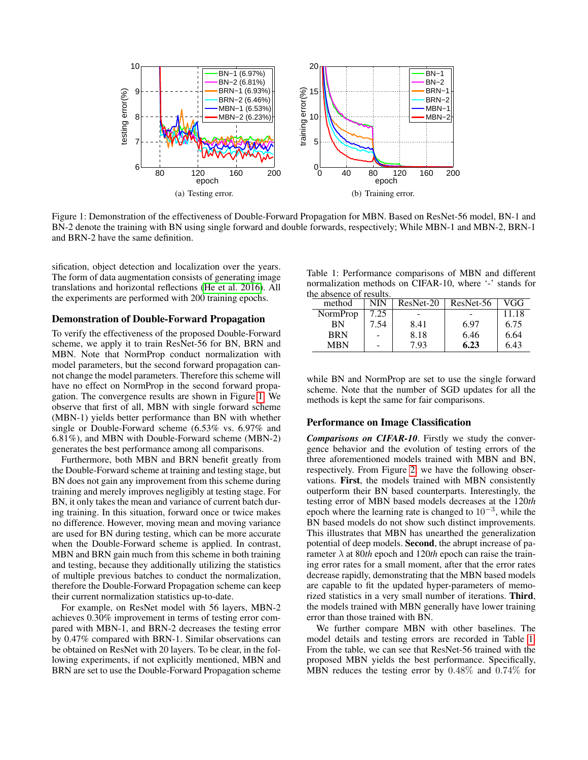(a) Testing error.

(b) Training error.

Figure 1: Demonstration of the effectiveness of Double-Forward Propagation for MBN. Based on ResNet-56 model, BN-1 and BN-2 denote the training with BN using single forward and double forwards, respectively; While MBN-1 and MBN-2, BRN-1 and BRN-2 have the same definition.

sification, object detection and localization over the years. The form of data augmentation consists of generating image translations and horizontal reflections (He et al. 2016). All the experiments are performed with 200 training epochs.

### Demonstration of Double-Forward Propagation

To verify the effectiveness of the proposed Double-Forward scheme, we apply it to train ResNet-56 for BN, BRN and MBN. Note that NormProp conduct normalization with model parameters, but the second forward propagation cannot change the model parameters. Therefore this scheme will have no effect on NormProp in the second forward propagation. The convergence results are shown in Figure 1. We observe that first of all, MBN with single forward scheme (MBN-1) yields better performance than BN with whether single or Double-Forward scheme (6.53% vs. 6.97% and 6.81%), and MBN with Double-Forward scheme (MBN-2) generates the best performance among all comparisons.

Furthermore, both MBN and BRN benefit greatly from the Double-Forward scheme at training and testing stage, but BN does not gain any improvement from this scheme during training and merely improves negligibly at testing stage. For BN, it only takes the mean and variance of current batch during training. In this situation, forward once or twice makes no difference. However, moving mean and moving variance are used for BN during testing, which can be more accurate when the Double-Forward scheme is applied. In contrast, MBN and BRN gain much from this scheme in both training and testing, because they additionally utilizing the statistics of multiple previous batches to conduct the normalization, therefore the Double-Forward Propagation scheme can keep their current normalization statistics up-to-date.

For example, on ResNet model with 56 layers, MBN-2 achieves 0.30% improvement in terms of testing error compared with MBN-1, and BRN-2 decreases the testing error by 0.47% compared with BRN-1. Similar observations can be obtained on ResNet with 20 layers. To be clear, in the following experiments, if not explicitly mentioned, MBN and BRN are set to use the Double-Forward Propagation scheme while BN and NormProp are set to use the single forward scheme. Note that the number of SGD updates for all the methods is kept the same for fair comparisons.

Table 1: Performance comparisons of MBN and different normalization methods on CIFAR-10, where '-' stands for the absence of results.

| method | NIN | ResNet-20 | ResNet-56 | VGG |
|---|---|---|---|---|
| NormProp | 7.25 | - | - | 11.18 |
| BN | 7.54 | 8.41 | 6.97 | 6.75 |
| BRN | - | 8.18 | 6.46 | 6.64 |
| MBN | - | 7.93 | **6.23** | 6.43 |

### Performance on Image Classification

***Comparisons on CIFAR-10***. Firstly we study the convergence behavior and the evolution of testing errors of the three aforementioned models trained with MBN and BN, respectively. From Figure 2, we have the following observations. **First**, the models trained with MBN consistently outperform their BN based counterparts. Interestingly, the testing error of MBN based models decreases at the 120*th* epoch where the learning rate is changed to $10^{-3}$, while the BN based models do not show such distinct improvements. This illustrates that MBN has unearthed the generalization potential of deep models. **Second**, the abrupt increase of parameter $\lambda$ at 80*th* epoch and 120*th* epoch can raise the training error rates for a small moment, after that the error rates decrease rapidly, demonstrating that the MBN based models are capable to fit the updated hyper-parameters of memorized statistics in a very small number of iterations. **Third**, the models trained with MBN generally have lower training error than those trained with BN.

We further compare MBN with other baselines. The model details and testing errors are recorded in Table 1. From the table, we can see that ResNet-56 trained with the proposed MBN yields the best performance. Specifically, MBN reduces the testing error by $0.48\%$ and $0.74\%$ for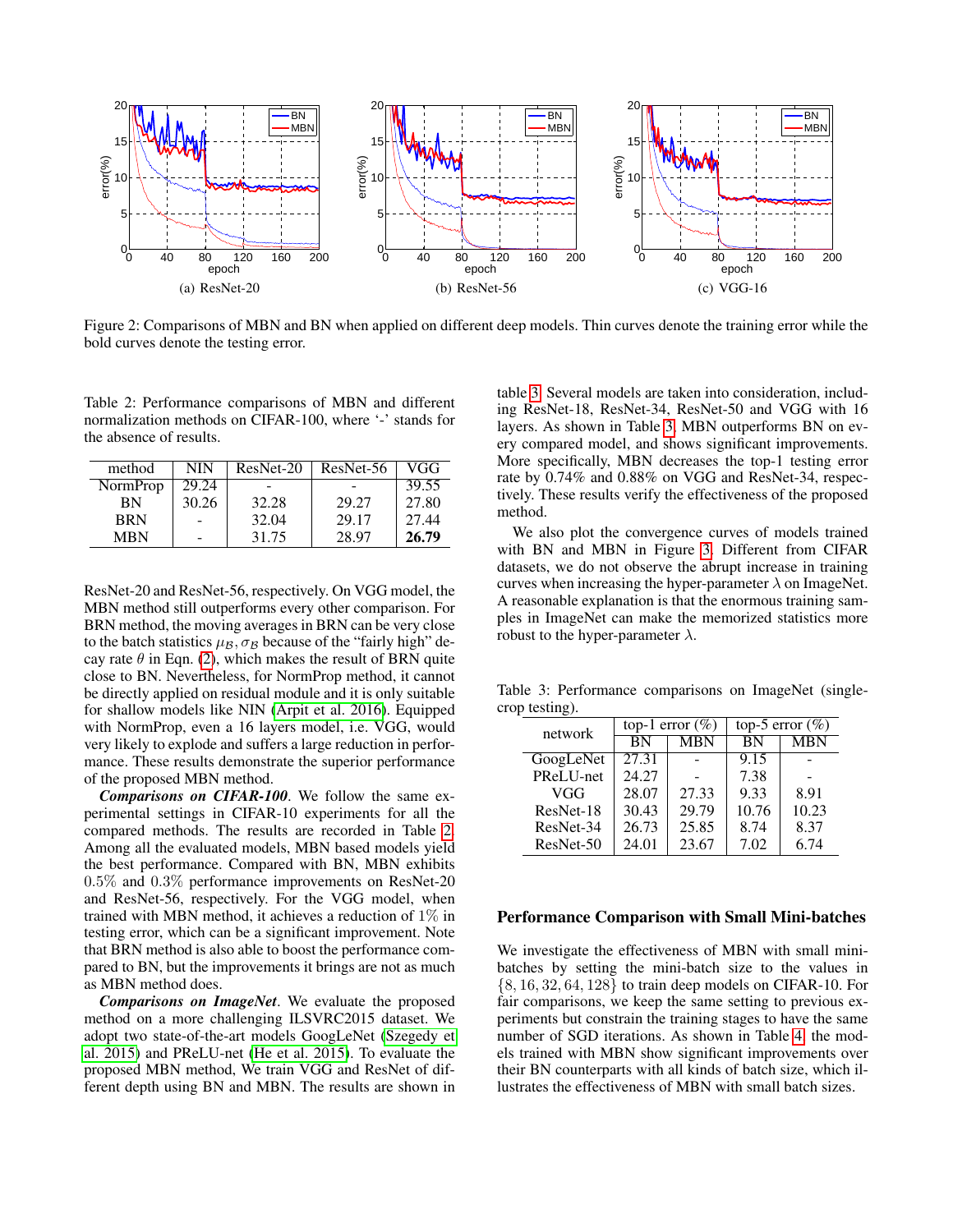Figure 2: Comparisons of MBN and BN when applied on different deep models. Thin curves denote the training error while the bold curves denote the testing error.

(a) ResNet-20 (b) ResNet-56 (c) VGG-16

Table 2: Performance comparisons of MBN and different normalization methods on CIFAR-100, where '-' stands for the absence of results.

| method | NIN | ResNet-20 | ResNet-56 | VGG |
|---|---|---|---|---|
| NormProp | 29.24 | - | - | 39.55 |
| BN | 30.26 | 32.28 | 29.27 | 27.80 |
| BRN | - | 32.04 | 29.17 | 27.44 |
| MBN | - | 31.75 | 28.97 | **26.79** |

ResNet-20 and ResNet-56, respectively. On VGG model, the MBN method still outperforms every other comparison. For BRN method, the moving averages in BRN can be very close to the batch statistics $\mu_{\mathcal{B}}, \sigma_{\mathcal{B}}$ because of the "fairly high" decay rate $\theta$ in Eqn. (2), which makes the result of BRN quite close to BN. Nevertheless, for NormProp method, it cannot be directly applied on residual module and it is only suitable for shallow models like NIN (Arpit et al. 2016). Equipped with NormProp, even a 16 layers model, i.e. VGG, would very likely to explode and suffers a large reduction in performance. These results demonstrate the superior performance of the proposed MBN method.

***Comparisons on CIFAR-100***. We follow the same experimental settings in CIFAR-10 experiments for all the compared methods. The results are recorded in Table 2. Among all the evaluated models, MBN based models yield the best performance. Compared with BN, MBN exhibits $0.5\%$ and $0.3\%$ performance improvements on ResNet-20 and ResNet-56, respectively. For the VGG model, when trained with MBN method, it achieves a reduction of $1\%$ in testing error, which can be a significant improvement. Note that BRN method is also able to boost the performance compared to BN, but the improvements it brings are not as much as MBN method does.

***Comparisons on ImageNet***. We evaluate the proposed method on a more challenging ILSVRC2015 dataset. We adopt two state-of-the-art models GoogLeNet (Szegedy et al. 2015) and PReLU-net (He et al. 2015). To evaluate the proposed MBN method, We train VGG and ResNet of different depth using BN and MBN. The results are shown in table 3. Several models are taken into consideration, including ResNet-18, ResNet-34, ResNet-50 and VGG with 16 layers. As shown in Table 3, MBN outperforms BN on every compared model, and shows significant improvements. More specifically, MBN decreases the top-1 testing error rate by $0.74\%$ and $0.88\%$ on VGG and ResNet-34, respectively. These results verify the effectiveness of the proposed method.

We also plot the convergence curves of models trained with BN and MBN in Figure 3. Different from CIFAR datasets, we do not observe the abrupt increase in training curves when increasing the hyper-parameter $\lambda$ on ImageNet. A reasonable explanation is that the enormous training samples in ImageNet can make the memorized statistics more robust to the hyper-parameter $\lambda$.

Table 3: Performance comparisons on ImageNet (single-crop testing).

| network | top-1 error (%) | | top-5 error (%) | |
|---|---|---|---|---|
| | BN | MBN | BN | MBN |
| GoogLeNet | 27.31 | - | 9.15 | - |
| PReLU-net | 24.27 | - | 7.38 | - |
| VGG | 28.07 | 27.33 | 9.33 | 8.91 |
| ResNet-18 | 30.43 | 29.79 | 10.76 | 10.23 |
| ResNet-34 | 26.73 | 25.85 | 8.74 | 8.37 |
| ResNet-50 | 24.01 | 23.67 | 7.02 | 6.74 |

## Performance Comparison with Small Mini-batches

We investigate the effectiveness of MBN with small mini-batches by setting the mini-batch size to the values in $\{8, 16, 32, 64, 128\}$ to train deep models on CIFAR-10. For fair comparisons, we keep the same setting to previous experiments but constrain the training stages to have the same number of SGD iterations. As shown in Table 4, the models trained with MBN show significant improvements over their BN counterparts with all kinds of batch size, which illustrates the effectiveness of MBN with small batch sizes.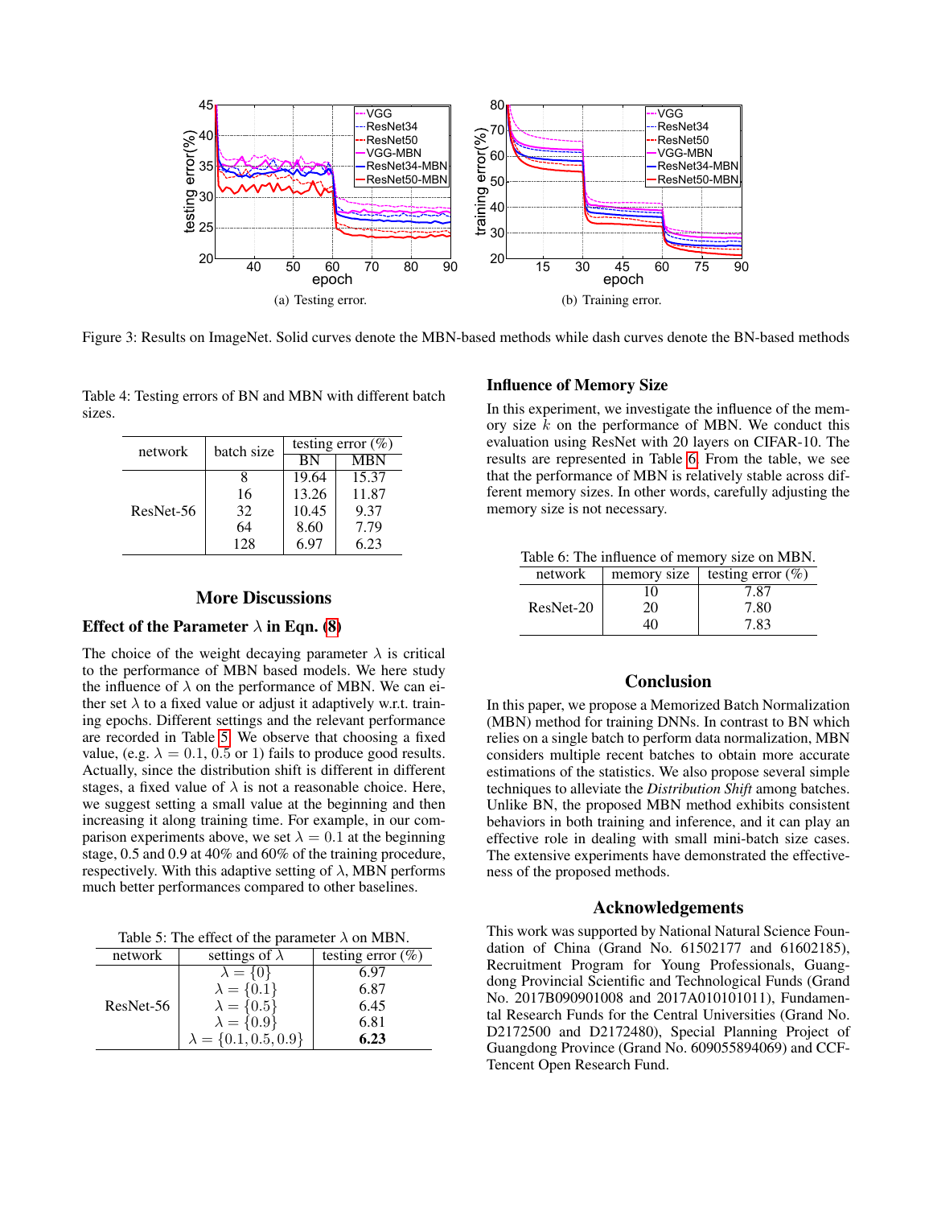(a) Testing error.

(b) Training error.

Figure 3: Results on ImageNet. Solid curves denote the MBN-based methods while dash curves denote the BN-based methods

Table 4: Testing errors of BN and MBN with different batch sizes.

| network | batch size | testing error (%) | |
|---|---|---|---|
| | | BN | MBN |
| ResNet-56 | 8 | 19.64 | 15.37 |
| | 16 | 13.26 | 11.87 |
| | 32 | 10.45 | 9.37 |
| | 64 | 8.60 | 7.79 |
| | 128 | 6.97 | 6.23 |

## More Discussions

### Effect of the Parameter $\lambda$ in Eqn. (8)

The choice of the weight decaying parameter $\lambda$ is critical to the performance of MBN based models. We here study the influence of $\lambda$ on the performance of MBN. We can either set $\lambda$ to a fixed value or adjust it adaptively w.r.t. training epochs. Different settings and the relevant performance are recorded in Table 5. We observe that choosing a fixed value, (e.g. $\lambda = 0.1$, 0.5 or 1) fails to produce good results. Actually, since the distribution shift is different in different stages, a fixed value of $\lambda$ is not a reasonable choice. Here, we suggest setting a small value at the beginning and then increasing it along training time. For example, in our comparison experiments above, we set $\lambda = 0.1$ at the beginning stage, 0.5 and 0.9 at 40% and 60% of the training procedure, respectively. With this adaptive setting of $\lambda$, MBN performs much better performances compared to other baselines.

Table 5: The effect of the parameter $\lambda$ on MBN.

| network | settings of $\lambda$ | testing error (%) |
|---|---|---|
| ResNet-56 | $\lambda = \{0\}$ | 6.97 |
| | $\lambda = \{0.1\}$ | 6.87 |
| | $\lambda = \{0.5\}$ | 6.45 |
| | $\lambda = \{0.9\}$ | 6.81 |
| | $\lambda = \{0.1, 0.5, 0.9\}$ | **6.23** |

### Influence of Memory Size

In this experiment, we investigate the influence of the memory size $k$ on the performance of MBN. We conduct this evaluation using ResNet with 20 layers on CIFAR-10. The results are represented in Table 6. From the table, we see that the performance of MBN is relatively stable across different memory sizes. In other words, carefully adjusting the memory size is not necessary.

Table 6: The influence of memory size on MBN.

| network | memory size | testing error (%) |
|---|---|---|
| ResNet-20 | 10 | 7.87 |
| | 20 | 7.80 |
| | 40 | 7.83 |

## Conclusion

In this paper, we propose a Memorized Batch Normalization (MBN) method for training DNNs. In contrast to BN which relies on a single batch to perform data normalization, MBN considers multiple recent batches to obtain more accurate estimations of the statistics. We also propose several simple techniques to alleviate the *Distribution Shift* among batches. Unlike BN, the proposed MBN method exhibits consistent behaviors in both training and inference, and it can play an effective role in dealing with small mini-batch size cases. The extensive experiments have demonstrated the effectiveness of the proposed methods.

## Acknowledgements

This work was supported by National Natural Science Foundation of China (Grand No. 61502177 and 61602185), Recruitment Program for Young Professionals, Guangdong Provincial Scientific and Technological Funds (Grand No. 2017B090901008 and 2017A010101011), Fundamental Research Funds for the Central Universities (Grand No. D2172500 and D2172480), Special Planning Project of Guangdong Province (Grand No. 609055894069) and CCF-Tencent Open Research Fund.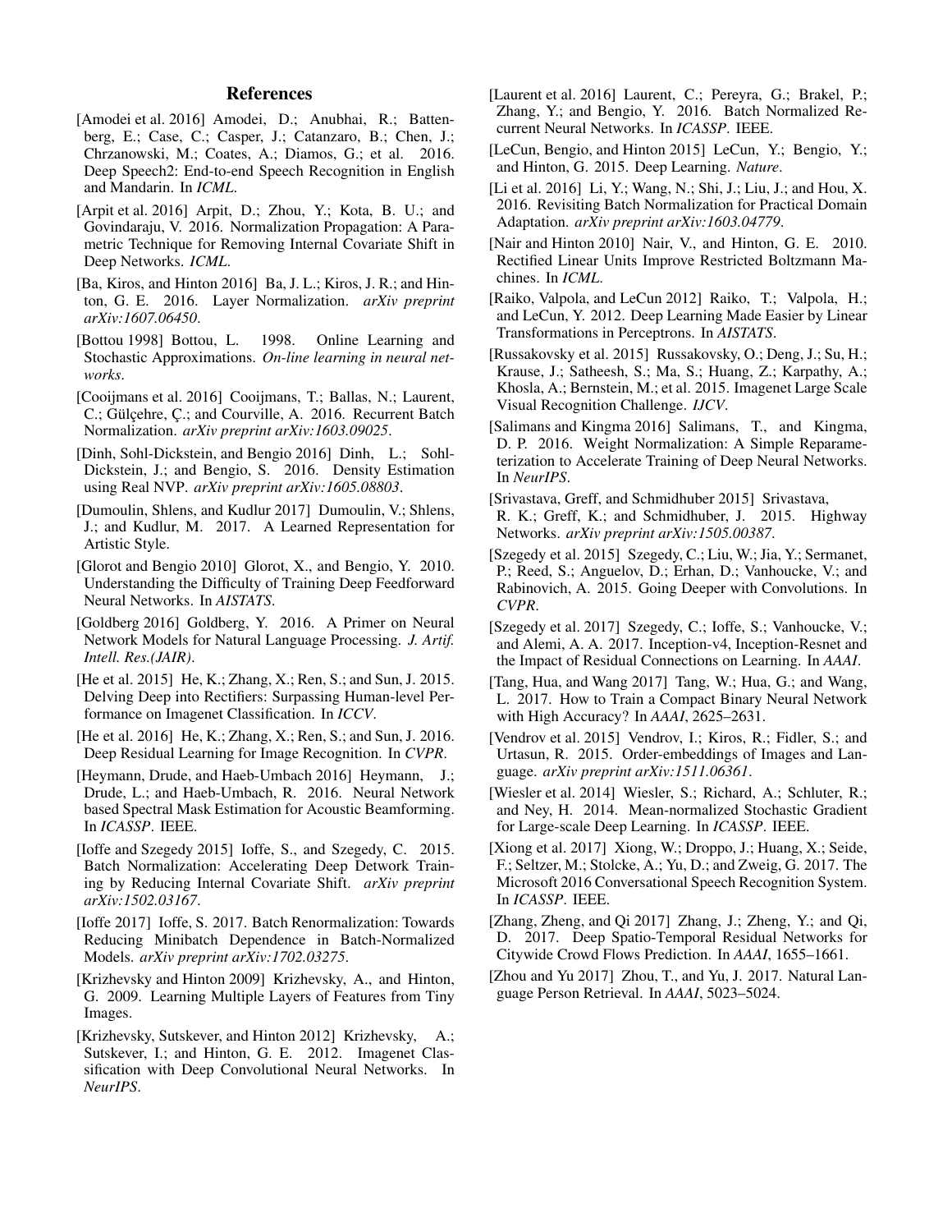## References

[Amodei et al. 2016] Amodei, D.; Anubhai, R.; Battenberg, E.; Case, C.; Casper, J.; Catanzaro, B.; Chen, J.; Chrzanowski, M.; Coates, A.; Diamos, G.; et al. 2016. Deep Speech2: End-to-end Speech Recognition in English and Mandarin. In *ICML*.

[Arpit et al. 2016] Arpit, D.; Zhou, Y.; Kota, B. U.; and Govindaraju, V. 2016. Normalization Propagation: A Parametric Technique for Removing Internal Covariate Shift in Deep Networks. *ICML*.

[Ba, Kiros, and Hinton 2016] Ba, J. L.; Kiros, J. R.; and Hinton, G. E. 2016. Layer Normalization. *arXiv preprint arXiv:1607.06450*.

[Bottou 1998] Bottou, L. 1998. Online Learning and Stochastic Approximations. *On-line learning in neural networks*.

[Cooijmans et al. 2016] Cooijmans, T.; Ballas, N.; Laurent, C.; Gülçehre, Ç.; and Courville, A. 2016. Recurrent Batch Normalization. *arXiv preprint arXiv:1603.09025*.

[Dinh, Sohl-Dickstein, and Bengio 2016] Dinh, L.; Sohl-Dickstein, J.; and Bengio, S. 2016. Density Estimation using Real NVP. *arXiv preprint arXiv:1605.08803*.

[Dumoulin, Shlens, and Kudlur 2017] Dumoulin, V.; Shlens, J.; and Kudlur, M. 2017. A Learned Representation for Artistic Style.

[Glorot and Bengio 2010] Glorot, X., and Bengio, Y. 2010. Understanding the Difficulty of Training Deep Feedforward Neural Networks. In *AISTATS*.

[Goldberg 2016] Goldberg, Y. 2016. A Primer on Neural Network Models for Natural Language Processing. *J. Artif. Intell. Res.(JAIR)*.

[He et al. 2015] He, K.; Zhang, X.; Ren, S.; and Sun, J. 2015. Delving Deep into Rectifiers: Surpassing Human-level Performance on Imagenet Classification. In *ICCV*.

[He et al. 2016] He, K.; Zhang, X.; Ren, S.; and Sun, J. 2016. Deep Residual Learning for Image Recognition. In *CVPR*.

[Heymann, Drude, and Haeb-Umbach 2016] Heymann, J.; Drude, L.; and Haeb-Umbach, R. 2016. Neural Network based Spectral Mask Estimation for Acoustic Beamforming. In *ICASSP*. IEEE.

[Ioffe and Szegedy 2015] Ioffe, S., and Szegedy, C. 2015. Batch Normalization: Accelerating Deep Detwork Training by Reducing Internal Covariate Shift. *arXiv preprint arXiv:1502.03167*.

[Ioffe 2017] Ioffe, S. 2017. Batch Renormalization: Towards Reducing Minibatch Dependence in Batch-Normalized Models. *arXiv preprint arXiv:1702.03275*.

[Krizhevsky and Hinton 2009] Krizhevsky, A., and Hinton, G. 2009. Learning Multiple Layers of Features from Tiny Images.

[Krizhevsky, Sutskever, and Hinton 2012] Krizhevsky, A.; Sutskever, I.; and Hinton, G. E. 2012. Imagenet Classification with Deep Convolutional Neural Networks. In *NeurIPS*.

[Laurent et al. 2016] Laurent, C.; Pereyra, G.; Brakel, P.; Zhang, Y.; and Bengio, Y. 2016. Batch Normalized Recurrent Neural Networks. In *ICASSP*. IEEE.

[LeCun, Bengio, and Hinton 2015] LeCun, Y.; Bengio, Y.; and Hinton, G. 2015. Deep Learning. *Nature*.

[Li et al. 2016] Li, Y.; Wang, N.; Shi, J.; Liu, J.; and Hou, X. 2016. Revisiting Batch Normalization for Practical Domain Adaptation. *arXiv preprint arXiv:1603.04779*.

[Nair and Hinton 2010] Nair, V., and Hinton, G. E. 2010. Rectified Linear Units Improve Restricted Boltzmann Machines. In *ICML*.

[Raiko, Valpola, and LeCun 2012] Raiko, T.; Valpola, H.; and LeCun, Y. 2012. Deep Learning Made Easier by Linear Transformations in Perceptrons. In *AISTATS*.

[Russakovsky et al. 2015] Russakovsky, O.; Deng, J.; Su, H.; Krause, J.; Satheesh, S.; Ma, S.; Huang, Z.; Karpathy, A.; Khosla, A.; Bernstein, M.; et al. 2015. Imagenet Large Scale Visual Recognition Challenge. *IJCV*.

[Salimans and Kingma 2016] Salimans, T., and Kingma, D. P. 2016. Weight Normalization: A Simple Reparameterization to Accelerate Training of Deep Neural Networks. In *NeurIPS*.

[Srivastava, Greff, and Schmidhuber 2015] Srivastava, R. K.; Greff, K.; and Schmidhuber, J. 2015. Highway Networks. *arXiv preprint arXiv:1505.00387*.

[Szegedy et al. 2015] Szegedy, C.; Liu, W.; Jia, Y.; Sermanet, P.; Reed, S.; Anguelov, D.; Erhan, D.; Vanhoucke, V.; and Rabinovich, A. 2015. Going Deeper with Convolutions. In *CVPR*.

[Szegedy et al. 2017] Szegedy, C.; Ioffe, S.; Vanhoucke, V.; and Alemi, A. A. 2017. Inception-v4, Inception-Resnet and the Impact of Residual Connections on Learning. In *AAAI*.

[Tang, Hua, and Wang 2017] Tang, W.; Hua, G.; and Wang, L. 2017. How to Train a Compact Binary Neural Network with High Accuracy? In *AAAI*, 2625–2631.

[Vendrov et al. 2015] Vendrov, I.; Kiros, R.; Fidler, S.; and Urtasun, R. 2015. Order-embeddings of Images and Language. *arXiv preprint arXiv:1511.06361*.

[Wiesler et al. 2014] Wiesler, S.; Richard, A.; Schluter, R.; and Ney, H. 2014. Mean-normalized Stochastic Gradient for Large-scale Deep Learning. In *ICASSP*. IEEE.

[Xiong et al. 2017] Xiong, W.; Droppo, J.; Huang, X.; Seide, F.; Seltzer, M.; Stolcke, A.; Yu, D.; and Zweig, G. 2017. The Microsoft 2016 Conversational Speech Recognition System. In *ICASSP*. IEEE.

[Zhang, Zheng, and Qi 2017] Zhang, J.; Zheng, Y.; and Qi, D. 2017. Deep Spatio-Temporal Residual Networks for Citywide Crowd Flows Prediction. In *AAAI*, 1655–1661.

[Zhou and Yu 2017] Zhou, T., and Yu, J. 2017. Natural Language Person Retrieval. In *AAAI*, 5023–5024.